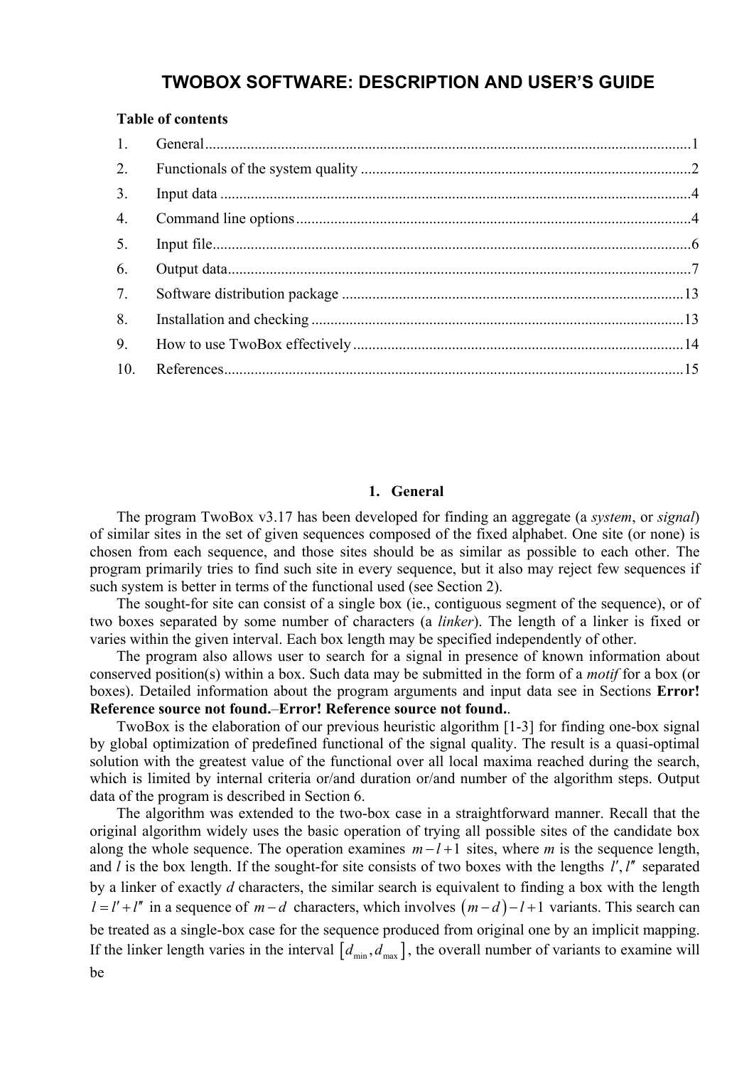# TWOBOX SOFTWARE: DESCRIPTION AND USER'S GUIDE

**Table of contents**

1. General ........................................................................................................................1
2. Functionals of the system quality ..............................................................................2
3. Input data ...................................................................................................................4
4. Command line options ...............................................................................................4
5. Input file......................................................................................................................6
6. Output data..................................................................................................................7
7. Software distribution package .................................................................................13
8. Installation and checking .........................................................................................13
9. How to use TwoBox effectively ...............................................................................14
10. References.................................................................................................................15

## 1. General

The program TwoBox v3.17 has been developed for finding an aggregate (a *system*, or *signal*) of similar sites in the set of given sequences composed of the fixed alphabet. One site (or none) is chosen from each sequence, and those sites should be as similar as possible to each other. The program primarily tries to find such site in every sequence, but it also may reject few sequences if such system is better in terms of the functional used (see Section 2).

The sought-for site can consist of a single box (ie., contiguous segment of the sequence), or of two boxes separated by some number of characters (a *linker*). The length of a linker is fixed or varies within the given interval. Each box length may be specified independently of other.

The program also allows user to search for a signal in presence of known information about conserved position(s) within a box. Such data may be submitted in the form of a *motif* for a box (or boxes). Detailed information about the program arguments and input data see in Sections **Error! Reference source not found.**–**Error! Reference source not found.**.

TwoBox is the elaboration of our previous heuristic algorithm [1-3] for finding one-box signal by global optimization of predefined functional of the signal quality. The result is a quasi-optimal solution with the greatest value of the functional over all local maxima reached during the search, which is limited by internal criteria or/and duration or/and number of the algorithm steps. Output data of the program is described in Section 6.

The algorithm was extended to the two-box case in a straightforward manner. Recall that the original algorithm widely uses the basic operation of trying all possible sites of the candidate box along the whole sequence. The operation examines $m-l+1$ sites, where *m* is the sequence length, and *l* is the box length. If the sought-for site consists of two boxes with the lengths $l', l''$ separated by a linker of exactly *d* characters, the similar search is equivalent to finding a box with the length $l = l' + l''$ in a sequence of $m-d$ characters, which involves $(m-d)-l+1$ variants. This search can be treated as a single-box case for the sequence produced from original one by an implicit mapping. If the linker length varies in the interval $[d_{\min}, d_{\max}]$, the overall number of variants to examine will be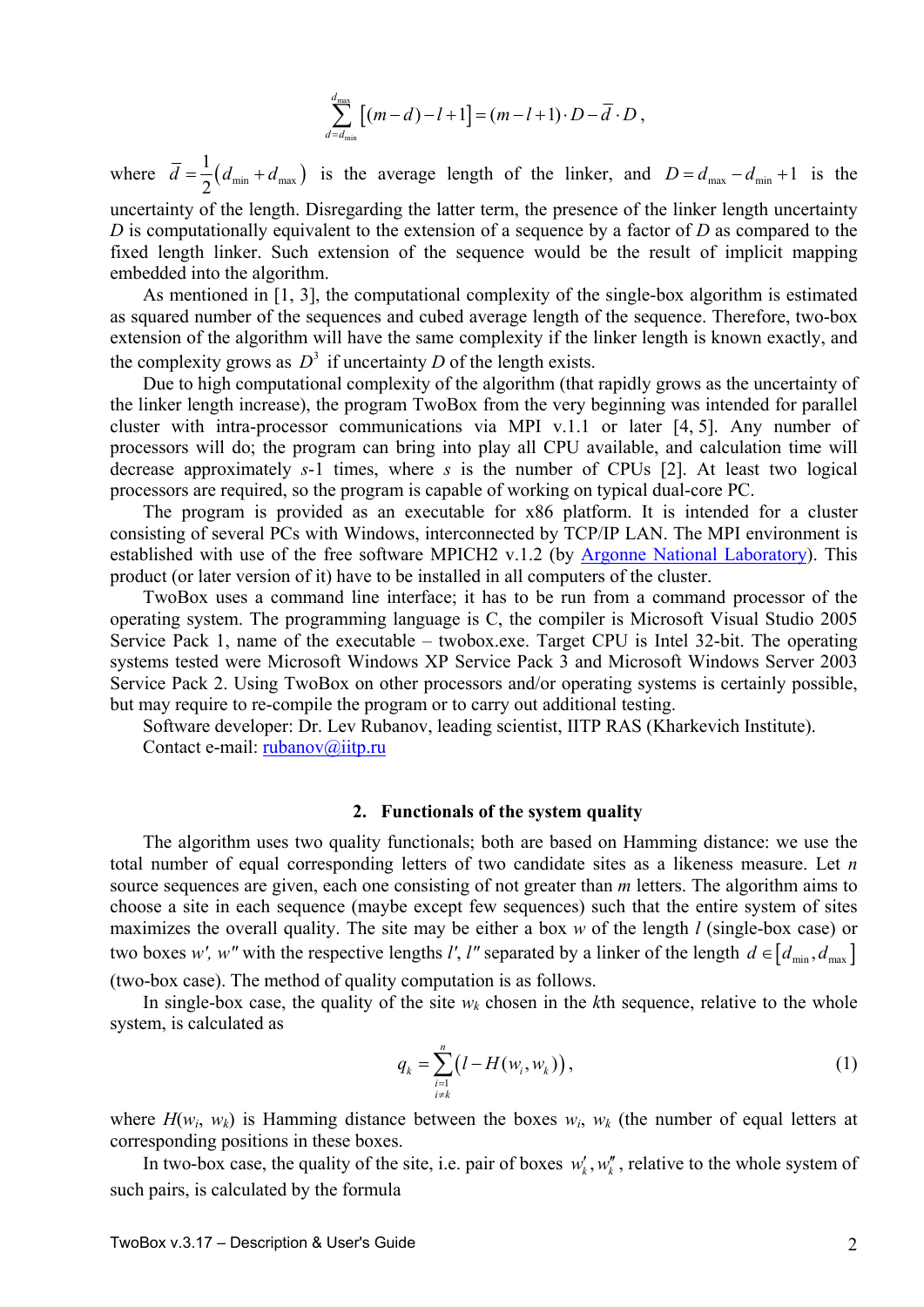$$\sum_{d=d_{\min}}^{d_{\max}} \left[(m-d)-l+1\right] = (m-l+1)\cdot D - \overline{d}\cdot D\,,$$

where $\overline{d} = \frac{1}{2}\left(d_{\min} + d_{\max}\right)$ is the average length of the linker, and $D = d_{\max} - d_{\min} + 1$ is the uncertainty of the length. Disregarding the latter term, the presence of the linker length uncertainty $D$ is computationally equivalent to the extension of a sequence by a factor of $D$ as compared to the fixed length linker. Such extension of the sequence would be the result of implicit mapping embedded into the algorithm.

As mentioned in [1, 3], the computational complexity of the single-box algorithm is estimated as squared number of the sequences and cubed average length of the sequence. Therefore, two-box extension of the algorithm will have the same complexity if the linker length is known exactly, and the complexity grows as $D^3$ if uncertainty $D$ of the length exists.

Due to high computational complexity of the algorithm (that rapidly grows as the uncertainty of the linker length increase), the program TwoBox from the very beginning was intended for parallel cluster with intra-processor communications via MPI v.1.1 or later [4, 5]. Any number of processors will do; the program can bring into play all CPU available, and calculation time will decrease approximately $s$-1 times, where $s$ is the number of CPUs [2]. At least two logical processors are required, so the program is capable of working on typical dual-core PC.

The program is provided as an executable for x86 platform. It is intended for a cluster consisting of several PCs with Windows, interconnected by TCP/IP LAN. The MPI environment is established with use of the free software MPICH2 v.1.2 (by Argonne National Laboratory). This product (or later version of it) have to be installed in all computers of the cluster.

TwoBox uses a command line interface; it has to be run from a command processor of the operating system. The programming language is C, the compiler is Microsoft Visual Studio 2005 Service Pack 1, name of the executable – twobox.exe. Target CPU is Intel 32-bit. The operating systems tested were Microsoft Windows XP Service Pack 3 and Microsoft Windows Server 2003 Service Pack 2. Using TwoBox on other processors and/or operating systems is certainly possible, but may require to re-compile the program or to carry out additional testing.

Software developer: Dr. Lev Rubanov, leading scientist, IITP RAS (Kharkevich Institute).
Contact e-mail: rubanov@iitp.ru

## 2. Functionals of the system quality

The algorithm uses two quality functionals; both are based on Hamming distance: we use the total number of equal corresponding letters of two candidate sites as a likeness measure. Let $n$ source sequences are given, each one consisting of not greater than $m$ letters. The algorithm aims to choose a site in each sequence (maybe except few sequences) such that the entire system of sites maximizes the overall quality. The site may be either a box $w$ of the length $l$ (single-box case) or two boxes $w', w''$ with the respective lengths $l', l''$ separated by a linker of the length $d \in \left[d_{\min}, d_{\max}\right]$ (two-box case). The method of quality computation is as follows.

In single-box case, the quality of the site $w_k$ chosen in the $k$th sequence, relative to the whole system, is calculated as

$$q_k = \sum_{\substack{i=1 \\ i\neq k}}^{n} \left(l - H(w_i, w_k)\right), \tag{1}$$

where $H(w_i, w_k)$ is Hamming distance between the boxes $w_i$, $w_k$ (the number of equal letters at corresponding positions in these boxes.

In two-box case, the quality of the site, i.e. pair of boxes $w'_k, w''_k$, relative to the whole system of such pairs, is calculated by the formula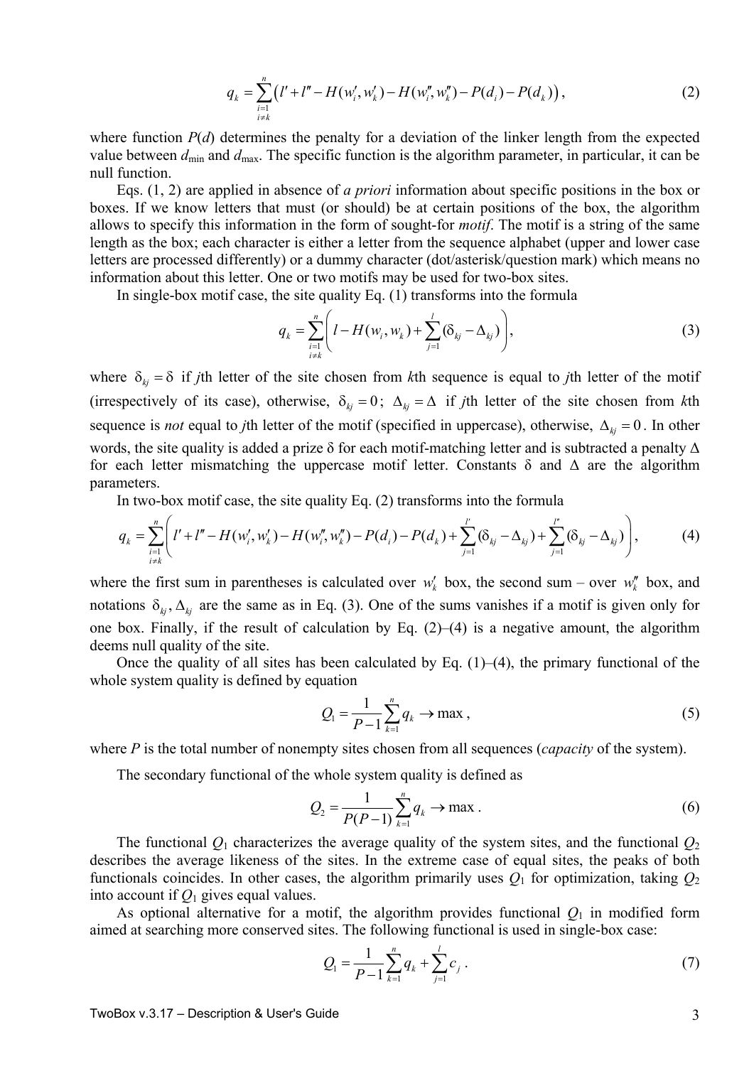$$q_k = \sum_{\substack{i=1 \\ i \neq k}}^{n} \left( l' + l'' - H(w_i', w_k') - H(w_i'', w_k'') - P(d_i) - P(d_k) \right), \tag{2}$$

where function $P(d)$ determines the penalty for a deviation of the linker length from the expected value between $d_{\min}$ and $d_{\max}$. The specific function is the algorithm parameter, in particular, it can be null function.

Eqs. (1, 2) are applied in absence of *a priori* information about specific positions in the box or boxes. If we know letters that must (or should) be at certain positions of the box, the algorithm allows to specify this information in the form of sought-for *motif*. The motif is a string of the same length as the box; each character is either a letter from the sequence alphabet (upper and lower case letters are processed differently) or a dummy character (dot/asterisk/question mark) which means no information about this letter. One or two motifs may be used for two-box sites.

In single-box motif case, the site quality Eq. (1) transforms into the formula

$$q_k = \sum_{\substack{i=1 \\ i \neq k}}^{n} \left( l - H(w_i, w_k) + \sum_{j=1}^{l} (\delta_{kj} - \Delta_{kj}) \right), \tag{3}$$

where $\delta_{kj} = \delta$ if $j$th letter of the site chosen from $k$th sequence is equal to $j$th letter of the motif (irrespectively of its case), otherwise, $\delta_{kj} = 0$; $\Delta_{kj} = \Delta$ if $j$th letter of the site chosen from $k$th sequence is *not* equal to $j$th letter of the motif (specified in uppercase), otherwise, $\Delta_{kj} = 0$. In other words, the site quality is added a prize $\delta$ for each motif-matching letter and is subtracted a penalty $\Delta$ for each letter mismatching the uppercase motif letter. Constants $\delta$ and $\Delta$ are the algorithm parameters.

In two-box motif case, the site quality Eq. (2) transforms into the formula

$$q_k = \sum_{\substack{i=1 \\ i \neq k}}^{n} \left( l' + l'' - H(w_i', w_k') - H(w_i'', w_k'') - P(d_i) - P(d_k) + \sum_{j=1}^{l'} (\delta_{kj} - \Delta_{kj}) + \sum_{j=1}^{l''} (\delta_{kj} - \Delta_{kj}) \right), \tag{4}$$

where the first sum in parentheses is calculated over $w_k'$ box, the second sum – over $w_k''$ box, and notations $\delta_{kj}, \Delta_{kj}$ are the same as in Eq. (3). One of the sums vanishes if a motif is given only for one box. Finally, if the result of calculation by Eq. (2)–(4) is a negative amount, the algorithm deems null quality of the site.

Once the quality of all sites has been calculated by Eq. (1)–(4), the primary functional of the whole system quality is defined by equation

$$Q_1 = \frac{1}{P-1} \sum_{k=1}^{n} q_k \to \max, \tag{5}$$

where $P$ is the total number of nonempty sites chosen from all sequences (*capacity* of the system).

The secondary functional of the whole system quality is defined as

$$Q_2 = \frac{1}{P(P-1)} \sum_{k=1}^{n} q_k \to \max. \tag{6}$$

The functional $Q_1$ characterizes the average quality of the system sites, and the functional $Q_2$ describes the average likeness of the sites. In the extreme case of equal sites, the peaks of both functionals coincides. In other cases, the algorithm primarily uses $Q_1$ for optimization, taking $Q_2$ into account if $Q_1$ gives equal values.

As optional alternative for a motif, the algorithm provides functional $Q_1$ in modified form aimed at searching more conserved sites. The following functional is used in single-box case:

$$Q_1 = \frac{1}{P-1} \sum_{k=1}^{n} q_k + \sum_{j=1}^{l} c_j. \tag{7}$$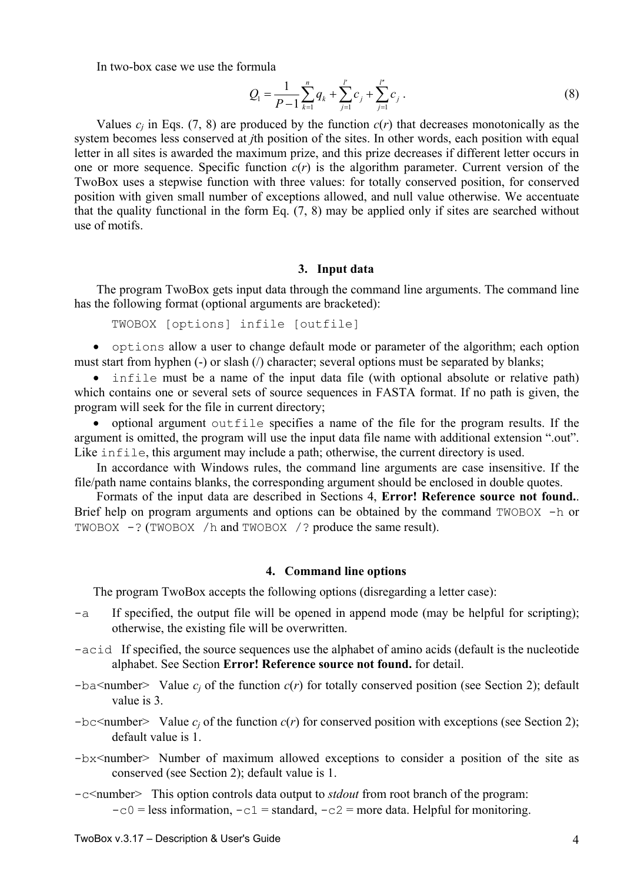In two-box case we use the formula

$$Q_1 = \frac{1}{P-1}\sum_{k=1}^{n} q_k + \sum_{j=1}^{l'} c_j + \sum_{j=1}^{l''} c_j \ . \qquad (8)$$

Values $c_j$ in Eqs. (7, 8) are produced by the function $c(r)$ that decreases monotonically as the system becomes less conserved at $j$th position of the sites. In other words, each position with equal letter in all sites is awarded the maximum prize, and this prize decreases if different letter occurs in one or more sequence. Specific function $c(r)$ is the algorithm parameter. Current version of the TwoBox uses a stepwise function with three values: for totally conserved position, for conserved position with given small number of exceptions allowed, and null value otherwise. We accentuate that the quality functional in the form Eq. (7, 8) may be applied only if sites are searched without use of motifs.

## 3. Input data

The program TwoBox gets input data through the command line arguments. The command line has the following format (optional arguments are bracketed):

```
TWOBOX [options] infile [outfile]
```

- `options` allow a user to change default mode or parameter of the algorithm; each option must start from hyphen (-) or slash (/) character; several options must be separated by blanks;
- `infile` must be a name of the input data file (with optional absolute or relative path) which contains one or several sets of source sequences in FASTA format. If no path is given, the program will seek for the file in current directory;
- optional argument `outfile` specifies a name of the file for the program results. If the argument is omitted, the program will use the input data file name with additional extension ".out". Like `infile`, this argument may include a path; otherwise, the current directory is used.

In accordance with Windows rules, the command line arguments are case insensitive. If the file/path name contains blanks, the corresponding argument should be enclosed in double quotes.

Formats of the input data are described in Sections 4, **Error! Reference source not found.**. Brief help on program arguments and options can be obtained by the command `TWOBOX -h` or `TWOBOX -?` (`TWOBOX /h` and `TWOBOX /?` produce the same result).

## 4. Command line options

The program TwoBox accepts the following options (disregarding a letter case):

`-a` If specified, the output file will be opened in append mode (may be helpful for scripting); otherwise, the existing file will be overwritten.

`-acid` If specified, the source sequences use the alphabet of amino acids (default is the nucleotide alphabet. See Section **Error! Reference source not found.** for detail.

`-ba<number>` Value $c_j$ of the function $c(r)$ for totally conserved position (see Section 2); default value is 3.

`-bc<number>` Value $c_j$ of the function $c(r)$ for conserved position with exceptions (see Section 2); default value is 1.

`-bx<number>` Number of maximum allowed exceptions to consider a position of the site as conserved (see Section 2); default value is 1.

`-c<number>` This option controls data output to *stdout* from root branch of the program: `-c0` = less information, `-c1` = standard, `-c2` = more data. Helpful for monitoring.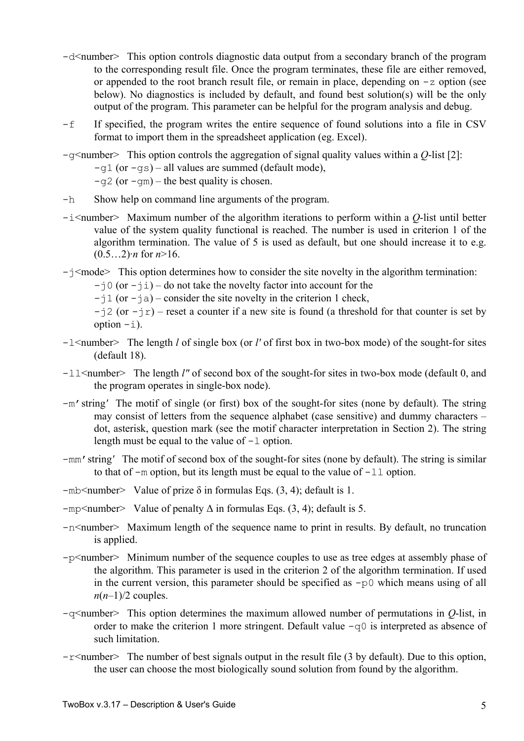-d<number> This option controls diagnostic data output from a secondary branch of the program to the corresponding result file. Once the program terminates, these file are either removed, or appended to the root branch result file, or remain in place, depending on -z option (see below). No diagnostics is included by default, and found best solution(s) will be the only output of the program. This parameter can be helpful for the program analysis and debug.

-f If specified, the program writes the entire sequence of found solutions into a file in CSV format to import them in the spreadsheet application (eg. Excel).

-g<number> This option controls the aggregation of signal quality values within a *Q*-list [2]:
- -g1 (or -gs) – all values are summed (default mode),
- -g2 (or -gm) – the best quality is chosen.

-h Show help on command line arguments of the program.

-i<number> Maximum number of the algorithm iterations to perform within a *Q*-list until better value of the system quality functional is reached. The number is used in criterion 1 of the algorithm termination. The value of 5 is used as default, but one should increase it to e.g. $(0.5…2)\cdot n$ for $n$>16.

-j<mode> This option determines how to consider the site novelty in the algorithm termination:
- -j0 (or -ji) – do not take the novelty factor into account for the
- -j1 (or -ja) – consider the site novelty in the criterion 1 check,
- -j2 (or -jr) – reset a counter if a new site is found (a threshold for that counter is set by option -i).

-l<number> The length $l$ of single box (or $l'$ of first box in two-box mode) of the sought-for sites (default 18).

-ll<number> The length $l''$ of second box of the sought-for sites in two-box mode (default 0, and the program operates in single-box node).

-m′string′ The motif of single (or first) box of the sought-for sites (none by default). The string may consist of letters from the sequence alphabet (case sensitive) and dummy characters – dot, asterisk, question mark (see the motif character interpretation in Section 2). The string length must be equal to the value of -l option.

-mm′string′ The motif of second box of the sought-for sites (none by default). The string is similar to that of -m option, but its length must be equal to the value of -ll option.

-mb<number> Value of prize δ in formulas Eqs. (3, 4); default is 1.

-mp<number> Value of penalty Δ in formulas Eqs. (3, 4); default is 5.

-n<number> Maximum length of the sequence name to print in results. By default, no truncation is applied.

-p<number> Minimum number of the sequence couples to use as tree edges at assembly phase of the algorithm. This parameter is used in the criterion 2 of the algorithm termination. If used in the current version, this parameter should be specified as -p0 which means using of all $n(n–1)/2$ couples.

-q<number> This option determines the maximum allowed number of permutations in *Q*-list, in order to make the criterion 1 more stringent. Default value -q0 is interpreted as absence of such limitation.

-r<number> The number of best signals output in the result file (3 by default). Due to this option, the user can choose the most biologically sound solution from found by the algorithm.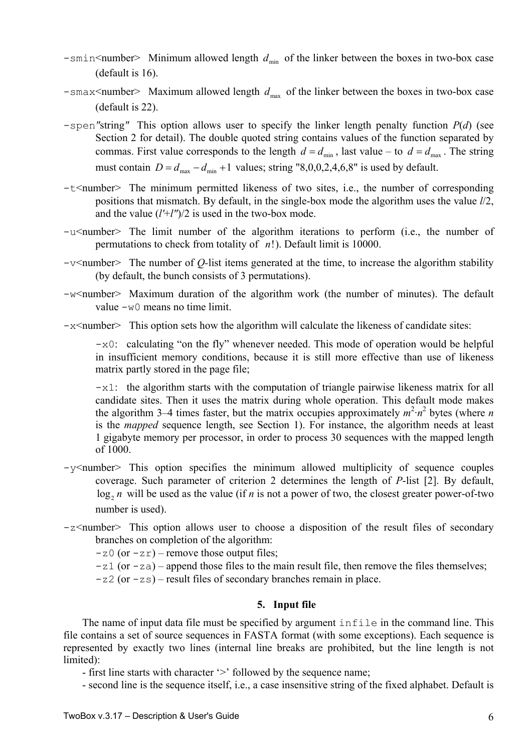`-smin`<number>  Minimum allowed length $d_{\min}$ of the linker between the boxes in two-box case (default is 16).

`-smax`<number>  Maximum allowed length $d_{\max}$ of the linker between the boxes in two-box case (default is 22).

`-spen`"string"  This option allows user to specify the linker length penalty function *P*(*d*) (see Section 2 for detail). The double quoted string contains values of the function separated by commas. First value corresponds to the length $d = d_{\min}$, last value – to $d = d_{\max}$. The string must contain $D = d_{\max} - d_{\min} + 1$ values; string "8,0,0,2,4,6,8" is used by default.

`-t`<number>  The minimum permitted likeness of two sites, i.e., the number of corresponding positions that mismatch. By default, in the single-box mode the algorithm uses the value $l/2$, and the value $(l'+l'')/2$ is used in the two-box mode.

`-u`<number>  The limit number of the algorithm iterations to perform (i.e., the number of permutations to check from totality of $n!$). Default limit is 10000.

`-v`<number>  The number of *Q*-list items generated at the time, to increase the algorithm stability (by default, the bunch consists of 3 permutations).

`-w`<number>  Maximum duration of the algorithm work (the number of minutes). The default value `-w0` means no time limit.

`-x`<number>  This option sets how the algorithm will calculate the likeness of candidate sites:

`-x0`:  calculating "on the fly" whenever needed. This mode of operation would be helpful in insufficient memory conditions, because it is still more effective than use of likeness matrix partly stored in the page file;

`-x1`:  the algorithm starts with the computation of triangle pairwise likeness matrix for all candidate sites. Then it uses the matrix during whole operation. This default mode makes the algorithm 3–4 times faster, but the matrix occupies approximately $m^2 \cdot n^2$ bytes (where *n* is the *mapped* sequence length, see Section 1). For instance, the algorithm needs at least 1 gigabyte memory per processor, in order to process 30 sequences with the mapped length of 1000.

`-y`<number>  This option specifies the minimum allowed multiplicity of sequence couples coverage. Such parameter of criterion 2 determines the length of *P*-list [2]. By default, $\log_2 n$ will be used as the value (if *n* is not a power of two, the closest greater power-of-two number is used).

`-z`<number>  This option allows user to choose a disposition of the result files of secondary branches on completion of the algorithm:
`-z0` (or `-zr`) – remove those output files;
`-z1` (or `-za`) – append those files to the main result file, then remove the files themselves;
`-z2` (or `-zs`) – result files of secondary branches remain in place.

## 5. Input file

The name of input data file must be specified by argument `infile` in the command line. This file contains a set of source sequences in FASTA format (with some exceptions). Each sequence is represented by exactly two lines (internal line breaks are prohibited, but the line length is not limited):

- first line starts with character '>' followed by the sequence name;
- second line is the sequence itself, i.e., a case insensitive string of the fixed alphabet. Default is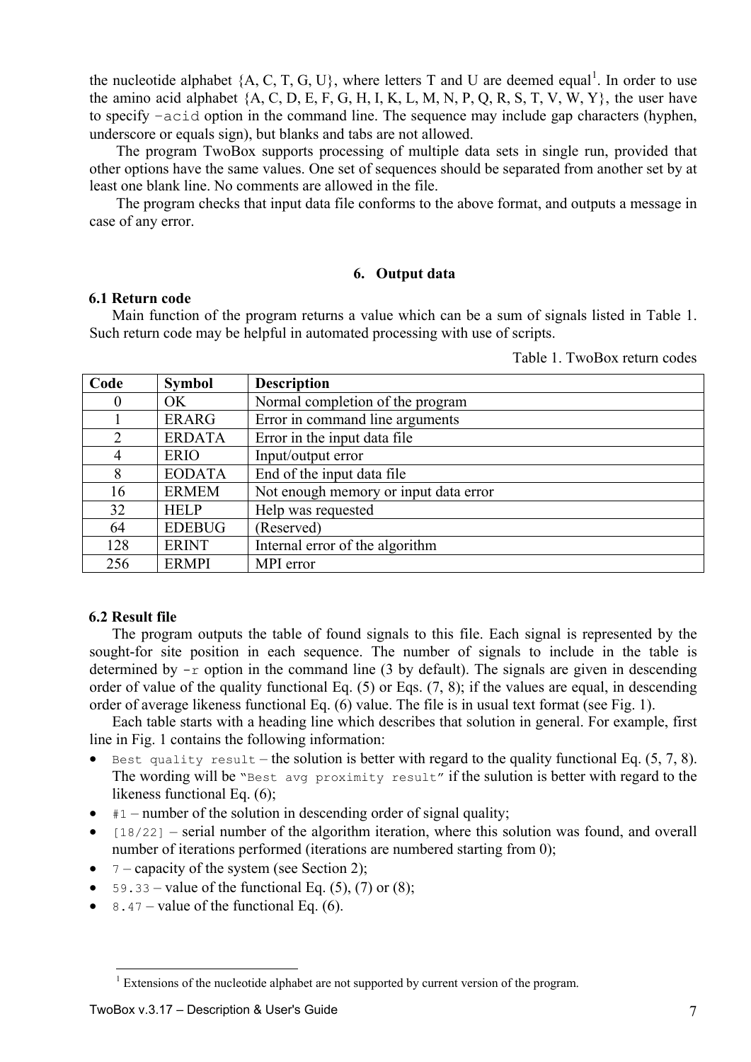the nucleotide alphabet {A, C, T, G, U}, where letters T and U are deemed equal[1]. In order to use the amino acid alphabet {A, C, D, E, F, G, H, I, K, L, M, N, P, Q, R, S, T, V, W, Y}, the user have to specify `–acid` option in the command line. The sequence may include gap characters (hyphen, underscore or equals sign), but blanks and tabs are not allowed.

The program TwoBox supports processing of multiple data sets in single run, provided that other options have the same values. One set of sequences should be separated from another set by at least one blank line. No comments are allowed in the file.

The program checks that input data file conforms to the above format, and outputs a message in case of any error.

## 6. Output data

### 6.1 Return code

Main function of the program returns a value which can be a sum of signals listed in Table 1. Such return code may be helpful in automated processing with use of scripts.

Table 1. TwoBox return codes

| Code | Symbol | Description |
|---|---|---|
| 0 | OK | Normal completion of the program |
| 1 | ERARG | Error in command line arguments |
| 2 | ERDATA | Error in the input data file |
| 4 | ERIO | Input/output error |
| 8 | EODATA | End of the input data file |
| 16 | ERMEM | Not enough memory or input data error |
| 32 | HELP | Help was requested |
| 64 | EDEBUG | (Reserved) |
| 128 | ERINT | Internal error of the algorithm |
| 256 | ERMPI | MPI error |

### 6.2 Result file

The program outputs the table of found signals to this file. Each signal is represented by the sought-for site position in each sequence. The number of signals to include in the table is determined by `-r` option in the command line (3 by default). The signals are given in descending order of value of the quality functional Eq. (5) or Eqs. (7, 8); if the values are equal, in descending order of average likeness functional Eq. (6) value. The file is in usual text format (see Fig. 1).

Each table starts with a heading line which describes that solution in general. For example, first line in Fig. 1 contains the following information:

- `Best quality result` – the solution is better with regard to the quality functional Eq. (5, 7, 8). The wording will be "`Best avg proximity result`" if the sulution is better with regard to the likeness functional Eq. (6);
- `#1` – number of the solution in descending order of signal quality;
- `[18/22]` – serial number of the algorithm iteration, where this solution was found, and overall number of iterations performed (iterations are numbered starting from 0);
- `7` – capacity of the system (see Section 2);
- `59.33` – value of the functional Eq. (5), (7) or (8);
- `8.47` – value of the functional Eq. (6).

[1] Extensions of the nucleotide alphabet are not supported by current version of the program.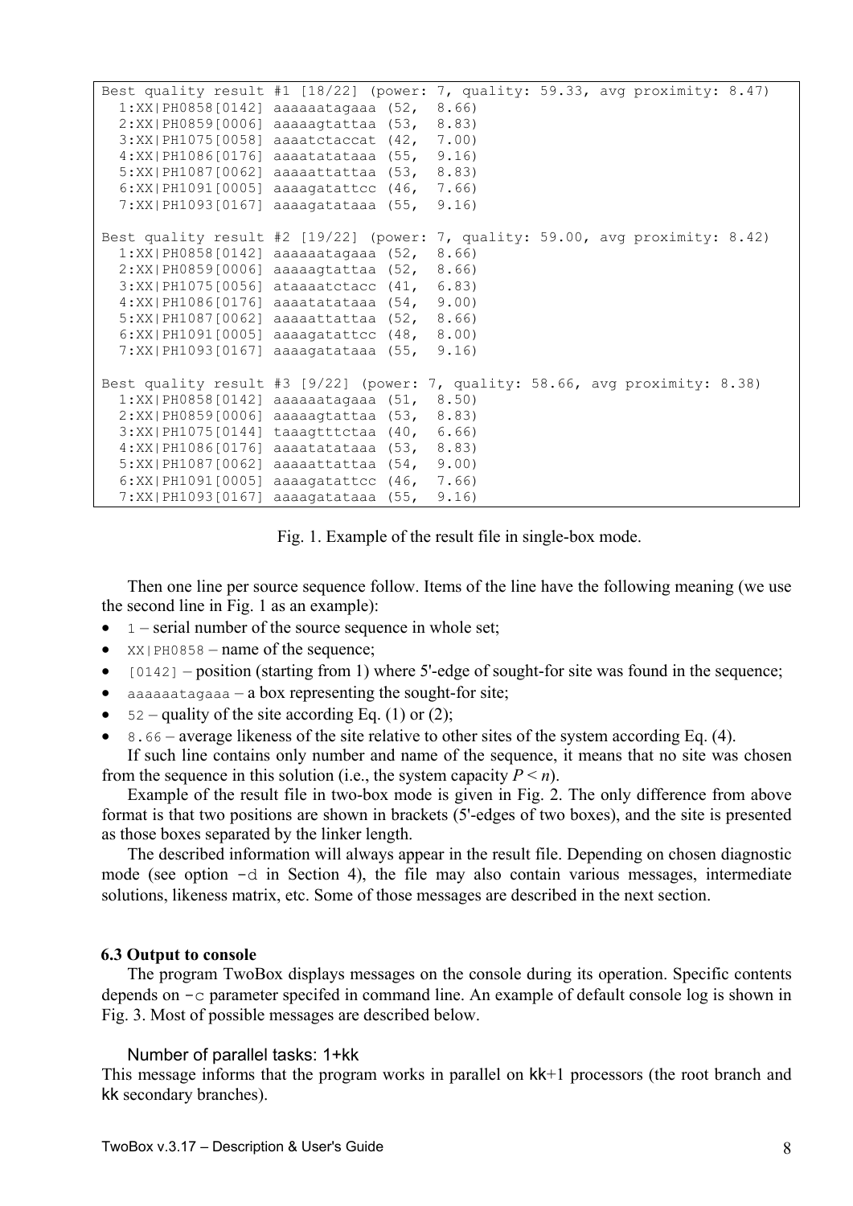```
Best quality result #1 [18/22] (power: 7, quality: 59.33, avg proximity: 8.47)
  1:XX|PH0858[0142] aaaaaatagaaa (52,  8.66)
  2:XX|PH0859[0006] aaaaagtattaa (53,  8.83)
  3:XX|PH1075[0058] aaaatctaccat (42,  7.00)
  4:XX|PH1086[0176] aaaatatataaa (55,  9.16)
  5:XX|PH1087[0062] aaaaattattaa (53,  8.83)
  6:XX|PH1091[0005] aaaagatattcc (46,  7.66)
  7:XX|PH1093[0167] aaaagatataaa (55,  9.16)

Best quality result #2 [19/22] (power: 7, quality: 59.00, avg proximity: 8.42)
  1:XX|PH0858[0142] aaaaaatagaaa (52,  8.66)
  2:XX|PH0859[0006] aaaaagtattaa (52,  8.66)
  3:XX|PH1075[0056] ataaaatctacc (41,  6.83)
  4:XX|PH1086[0176] aaaatatataaa (54,  9.00)
  5:XX|PH1087[0062] aaaaattattaa (52,  8.66)
  6:XX|PH1091[0005] aaaagatattcc (48,  8.00)
  7:XX|PH1093[0167] aaaagatataaa (55,  9.16)

Best quality result #3 [9/22] (power: 7, quality: 58.66, avg proximity: 8.38)
  1:XX|PH0858[0142] aaaaaatagaaa (51,  8.50)
  2:XX|PH0859[0006] aaaaagtattaa (53,  8.83)
  3:XX|PH1075[0144] taaagtttctaa (40,  6.66)
  4:XX|PH1086[0176] aaaatatataaa (53,  8.83)
  5:XX|PH1087[0062] aaaaattattaa (54,  9.00)
  6:XX|PH1091[0005] aaaagatattcc (46,  7.66)
  7:XX|PH1093[0167] aaaagatataaa (55,  9.16)
```

Fig. 1. Example of the result file in single-box mode.

Then one line per source sequence follow. Items of the line have the following meaning (we use the second line in Fig. 1 as an example):

- `1` – serial number of the source sequence in whole set;
- `XX|PH0858` – name of the sequence;
- `[0142]` – position (starting from 1) where 5'-edge of sought-for site was found in the sequence;
- `aaaaaatagaaa` – a box representing the sought-for site;
- `52` – quality of the site according Eq. (1) or (2);
- `8.66` – average likeness of the site relative to other sites of the system according Eq. (4).

If such line contains only number and name of the sequence, it means that no site was chosen from the sequence in this solution (i.e., the system capacity $P < n$).

Example of the result file in two-box mode is given in Fig. 2. The only difference from above format is that two positions are shown in brackets (5'-edges of two boxes), and the site is presented as those boxes separated by the linker length.

The described information will always appear in the result file. Depending on chosen diagnostic mode (see option `-d` in Section 4), the file may also contain various messages, intermediate solutions, likeness matrix, etc. Some of those messages are described in the next section.

### 6.3 Output to console

The program TwoBox displays messages on the console during its operation. Specific contents depends on `-c` parameter specifed in command line. An example of default console log is shown in Fig. 3. Most of possible messages are described below.

Number of parallel tasks: 1+kk

This message informs that the program works in parallel on kk+1 processors (the root branch and kk secondary branches).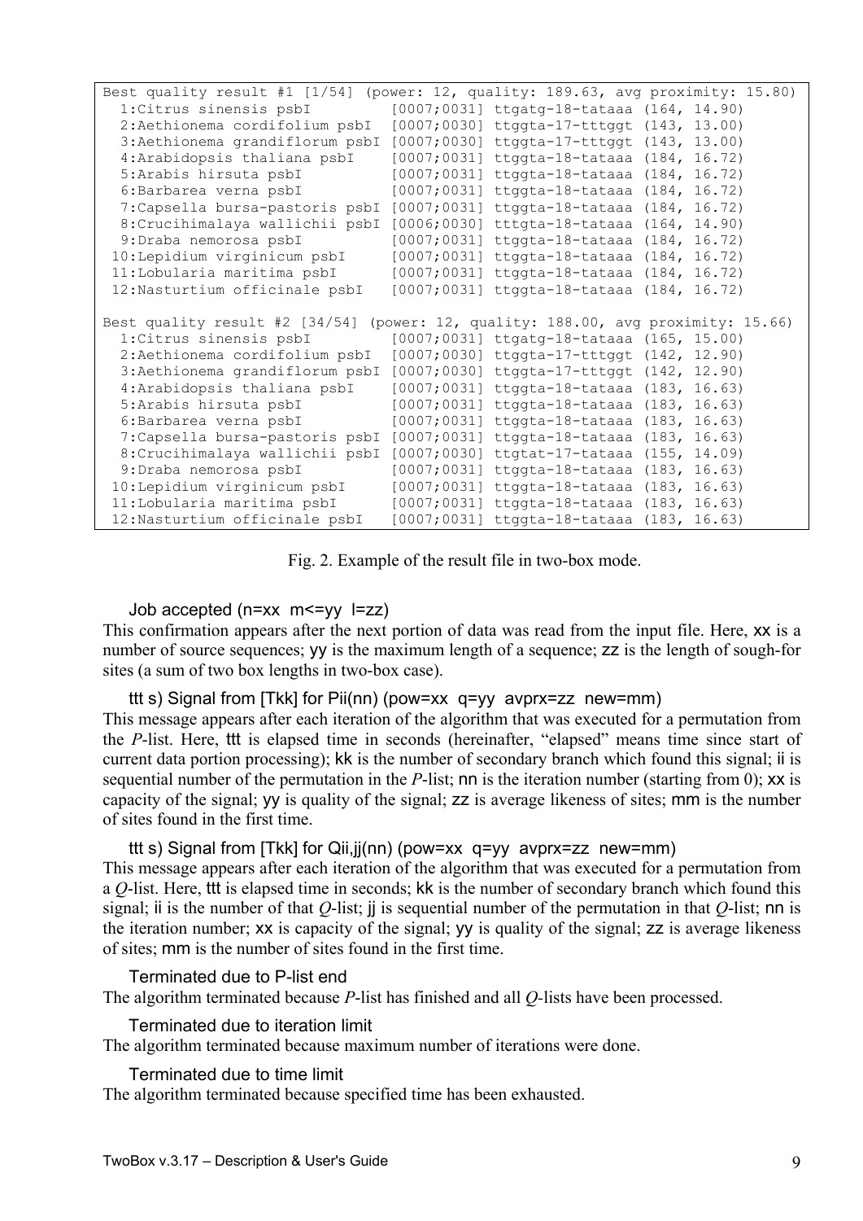```
Best quality result #1 [1/54] (power: 12, quality: 189.63, avg proximity: 15.80)
  1:Citrus sinensis psbI         [0007;0031] ttgatg-18-tataaa (164, 14.90)
  2:Aethionema cordifolium psbI  [0007;0030] ttggta-17-tttggt (143, 13.00)
  3:Aethionema grandiflorum psbI [0007;0030] ttggta-17-tttggt (143, 13.00)
  4:Arabidopsis thaliana psbI    [0007;0031] ttggta-18-tataaa (184, 16.72)
  5:Arabis hirsuta psbI          [0007;0031] ttggta-18-tataaa (184, 16.72)
  6:Barbarea verna psbI          [0007;0031] ttggta-18-tataaa (184, 16.72)
  7:Capsella bursa-pastoris psbI [0007;0031] ttggta-18-tataaa (184, 16.72)
  8:Crucihimalaya wallichii psbI [0006;0030] tttgta-18-tataaa (164, 14.90)
  9:Draba nemorosa psbI          [0007;0031] ttggta-18-tataaa (184, 16.72)
 10:Lepidium virginicum psbI     [0007;0031] ttggta-18-tataaa (184, 16.72)
 11:Lobularia maritima psbI      [0007;0031] ttggta-18-tataaa (184, 16.72)
 12:Nasturtium officinale psbI   [0007;0031] ttggta-18-tataaa (184, 16.72)

Best quality result #2 [34/54] (power: 12, quality: 188.00, avg proximity: 15.66)
  1:Citrus sinensis psbI         [0007;0031] ttgatg-18-tataaa (165, 15.00)
  2:Aethionema cordifolium psbI  [0007;0030] ttggta-17-tttggt (142, 12.90)
  3:Aethionema grandiflorum psbI [0007;0030] ttggta-17-tttggt (142, 12.90)
  4:Arabidopsis thaliana psbI    [0007;0031] ttggta-18-tataaa (183, 16.63)
  5:Arabis hirsuta psbI          [0007;0031] ttggta-18-tataaa (183, 16.63)
  6:Barbarea verna psbI          [0007;0031] ttggta-18-tataaa (183, 16.63)
  7:Capsella bursa-pastoris psbI [0007;0031] ttggta-18-tataaa (183, 16.63)
  8:Crucihimalaya wallichii psbI [0007;0030] ttgtat-17-tataaa (155, 14.09)
  9:Draba nemorosa psbI          [0007;0031] ttggta-18-tataaa (183, 16.63)
 10:Lepidium virginicum psbI     [0007;0031] ttggta-18-tataaa (183, 16.63)
 11:Lobularia maritima psbI      [0007;0031] ttggta-18-tataaa (183, 16.63)
 12:Nasturtium officinale psbI   [0007;0031] ttggta-18-tataaa (183, 16.63)
```

Fig. 2. Example of the result file in two-box mode.

Job accepted (n=xx m<=yy l=zz)

This confirmation appears after the next portion of data was read from the input file. Here, xx is a number of source sequences; yy is the maximum length of a sequence; zz is the length of sough-for sites (a sum of two box lengths in two-box case).

ttt s) Signal from [Tkk] for Pii(nn) (pow=xx q=yy avprx=zz new=mm)

This message appears after each iteration of the algorithm that was executed for a permutation from the *P*-list. Here, ttt is elapsed time in seconds (hereinafter, "elapsed" means time since start of current data portion processing); kk is the number of secondary branch which found this signal; ii is sequential number of the permutation in the *P*-list; nn is the iteration number (starting from 0); xx is capacity of the signal; yy is quality of the signal; zz is average likeness of sites; mm is the number of sites found in the first time.

ttt s) Signal from [Tkk] for Qii,jj(nn) (pow=xx q=yy avprx=zz new=mm)

This message appears after each iteration of the algorithm that was executed for a permutation from a *Q*-list. Here, ttt is elapsed time in seconds; kk is the number of secondary branch which found this signal; ii is the number of that *Q*-list; jj is sequential number of the permutation in that *Q*-list; nn is the iteration number; xx is capacity of the signal; yy is quality of the signal; zz is average likeness of sites; mm is the number of sites found in the first time.

Terminated due to P-list end

The algorithm terminated because *P*-list has finished and all *Q*-lists have been processed.

Terminated due to iteration limit

The algorithm terminated because maximum number of iterations were done.

Terminated due to time limit

The algorithm terminated because specified time has been exhausted.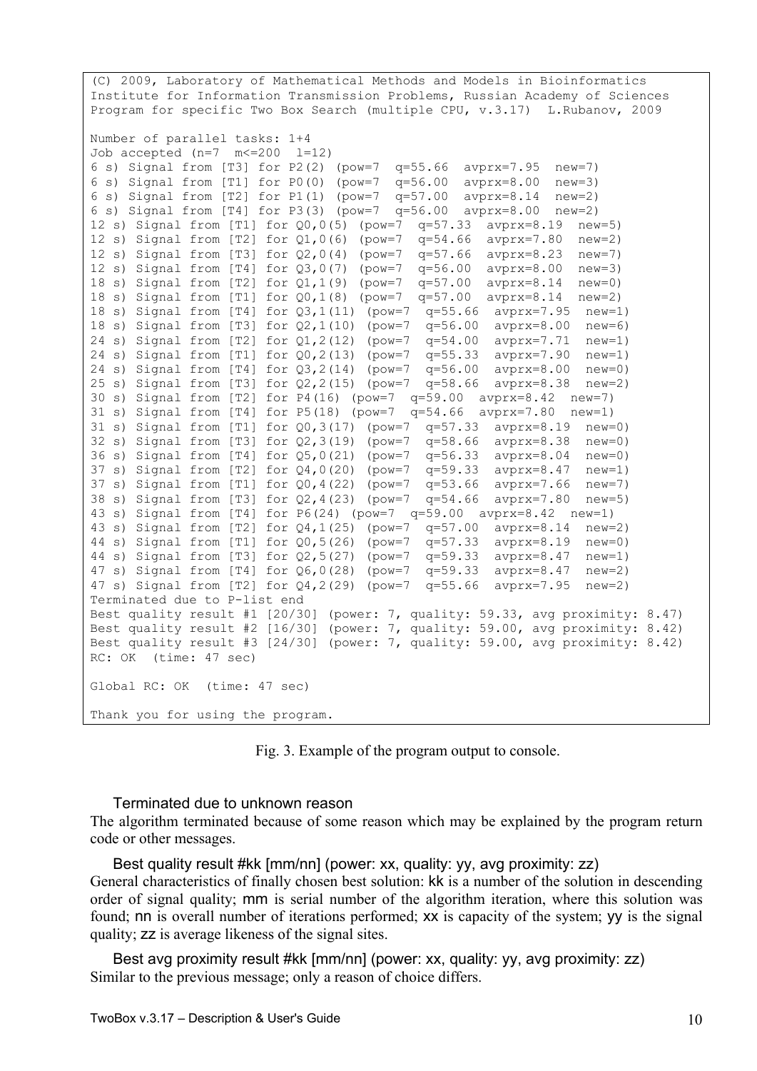```
(C) 2009, Laboratory of Mathematical Methods and Models in Bioinformatics
Institute for Information Transmission Problems, Russian Academy of Sciences
Program for specific Two Box Search (multiple CPU, v.3.17)  L.Rubanov, 2009

Number of parallel tasks: 1+4
Job accepted (n=7  m<=200  l=12)
6 s) Signal from [T3] for P2(2) (pow=7  q=55.66  avprx=7.95  new=7)
6 s) Signal from [T1] for P0(0) (pow=7  q=56.00  avprx=8.00  new=3)
6 s) Signal from [T2] for P1(1) (pow=7  q=57.00  avprx=8.14  new=2)
6 s) Signal from [T4] for P3(3) (pow=7  q=56.00  avprx=8.00  new=2)
12 s) Signal from [T1] for Q0,0(5) (pow=7  q=57.33  avprx=8.19  new=5)
12 s) Signal from [T2] for Q1,0(6) (pow=7  q=54.66  avprx=7.80  new=2)
12 s) Signal from [T3] for Q2,0(4) (pow=7  q=57.66  avprx=8.23  new=7)
12 s) Signal from [T4] for Q3,0(7) (pow=7  q=56.00  avprx=8.00  new=3)
18 s) Signal from [T2] for Q1,1(9) (pow=7  q=57.00  avprx=8.14  new=0)
18 s) Signal from [T1] for Q0,1(8) (pow=7  q=57.00  avprx=8.14  new=2)
18 s) Signal from [T4] for Q3,1(11) (pow=7  q=55.66  avprx=7.95  new=1)
18 s) Signal from [T3] for Q2,1(10) (pow=7  q=56.00  avprx=8.00  new=6)
24 s) Signal from [T2] for Q1,2(12) (pow=7  q=54.00  avprx=7.71  new=1)
24 s) Signal from [T1] for Q0,2(13) (pow=7  q=55.33  avprx=7.90  new=1)
24 s) Signal from [T4] for Q3,2(14) (pow=7  q=56.00  avprx=8.00  new=0)
25 s) Signal from [T3] for Q2,2(15) (pow=7  q=58.66  avprx=8.38  new=2)
30 s) Signal from [T2] for P4(16) (pow=7  q=59.00  avprx=8.42  new=7)
31 s) Signal from [T4] for P5(18) (pow=7  q=54.66  avprx=7.80  new=1)
31 s) Signal from [T1] for Q0,3(17) (pow=7  q=57.33  avprx=8.19  new=0)
32 s) Signal from [T3] for Q2,3(19) (pow=7  q=58.66  avprx=8.38  new=0)
36 s) Signal from [T4] for Q5,0(21) (pow=7  q=56.33  avprx=8.04  new=0)
37 s) Signal from [T2] for Q4,0(20) (pow=7  q=59.33  avprx=8.47  new=1)
37 s) Signal from [T1] for Q0,4(22) (pow=7  q=53.66  avprx=7.66  new=7)
38 s) Signal from [T3] for Q2,4(23) (pow=7  q=54.66  avprx=7.80  new=5)
43 s) Signal from [T4] for P6(24) (pow=7  q=59.00  avprx=8.42  new=1)
43 s) Signal from [T2] for Q4,1(25) (pow=7  q=57.00  avprx=8.14  new=2)
44 s) Signal from [T1] for Q0,5(26) (pow=7  q=57.33  avprx=8.19  new=0)
44 s) Signal from [T3] for Q2,5(27) (pow=7  q=59.33  avprx=8.47  new=1)
47 s) Signal from [T4] for Q6,0(28) (pow=7  q=59.33  avprx=8.47  new=2)
47 s) Signal from [T2] for Q4,2(29) (pow=7  q=55.66  avprx=7.95  new=2)
Terminated due to P-list end
Best quality result #1 [20/30] (power: 7, quality: 59.33, avg proximity: 8.47)
Best quality result #2 [16/30] (power: 7, quality: 59.00, avg proximity: 8.42)
Best quality result #3 [24/30] (power: 7, quality: 59.00, avg proximity: 8.42)
RC: OK  (time: 47 sec)

Global RC: OK  (time: 47 sec)

Thank you for using the program.
```

Fig. 3. Example of the program output to console.

Terminated due to unknown reason

The algorithm terminated because of some reason which may be explained by the program return code or other messages.

Best quality result #kk [mm/nn] (power: xx, quality: yy, avg proximity: zz)

General characteristics of finally chosen best solution: kk is a number of the solution in descending order of signal quality; mm is serial number of the algorithm iteration, where this solution was found; nn is overall number of iterations performed; xx is capacity of the system; yy is the signal quality; zz is average likeness of the signal sites.

Best avg proximity result #kk [mm/nn] (power: xx, quality: yy, avg proximity: zz)

Similar to the previous message; only a reason of choice differs.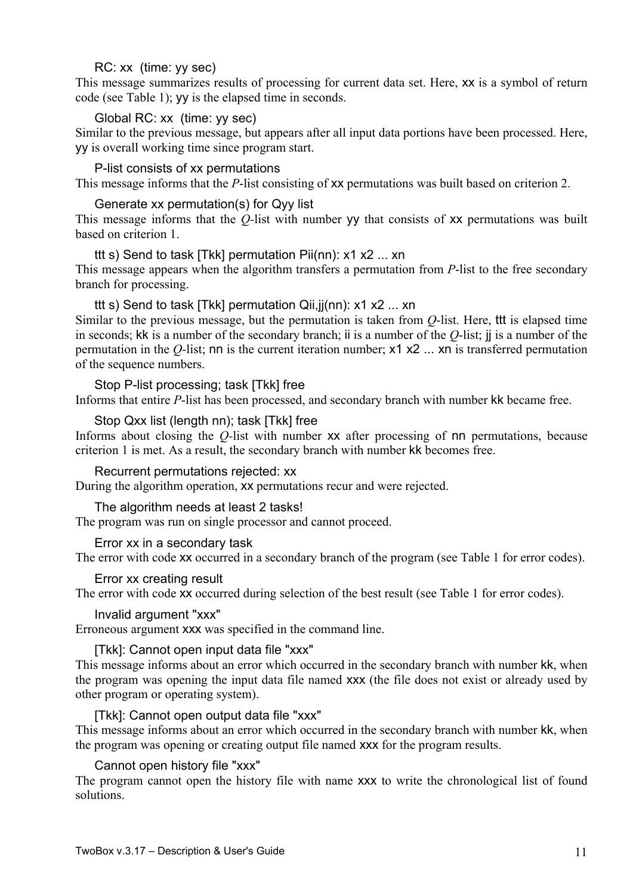RC: xx (time: yy sec)

This message summarizes results of processing for current data set. Here, xx is a symbol of return code (see Table 1); yy is the elapsed time in seconds.

Global RC: xx (time: yy sec)

Similar to the previous message, but appears after all input data portions have been processed. Here, yy is overall working time since program start.

P-list consists of xx permutations

This message informs that the *P*-list consisting of xx permutations was built based on criterion 2.

Generate xx permutation(s) for Qyy list

This message informs that the *Q*-list with number yy that consists of xx permutations was built based on criterion 1.

ttt s) Send to task [Tkk] permutation Pii(nn): x1 x2 ... xn

This message appears when the algorithm transfers a permutation from *P*-list to the free secondary branch for processing.

ttt s) Send to task [Tkk] permutation Qii,jj(nn): x1 x2 ... xn

Similar to the previous message, but the permutation is taken from *Q*-list. Here, ttt is elapsed time in seconds; kk is a number of the secondary branch; ii is a number of the *Q*-list; jj is a number of the permutation in the *Q*-list; nn is the current iteration number; x1 x2 ... xn is transferred permutation of the sequence numbers.

Stop P-list processing; task [Tkk] free

Informs that entire *P*-list has been processed, and secondary branch with number kk became free.

Stop Qxx list (length nn); task [Tkk] free

Informs about closing the *Q*-list with number xx after processing of nn permutations, because criterion 1 is met. As a result, the secondary branch with number kk becomes free.

Recurrent permutations rejected: xx

During the algorithm operation, xx permutations recur and were rejected.

The algorithm needs at least 2 tasks!

The program was run on single processor and cannot proceed.

Error xx in a secondary task

The error with code xx occurred in a secondary branch of the program (see Table 1 for error codes).

Error xx creating result

The error with code xx occurred during selection of the best result (see Table 1 for error codes).

Invalid argument "xxx"

Erroneous argument xxx was specified in the command line.

[Tkk]: Cannot open input data file "xxx"

This message informs about an error which occurred in the secondary branch with number kk, when the program was opening the input data file named xxx (the file does not exist or already used by other program or operating system).

[Tkk]: Cannot open output data file "xxx"

This message informs about an error which occurred in the secondary branch with number kk, when the program was opening or creating output file named xxx for the program results.

Cannot open history file "xxx"

The program cannot open the history file with name xxx to write the chronological list of found solutions.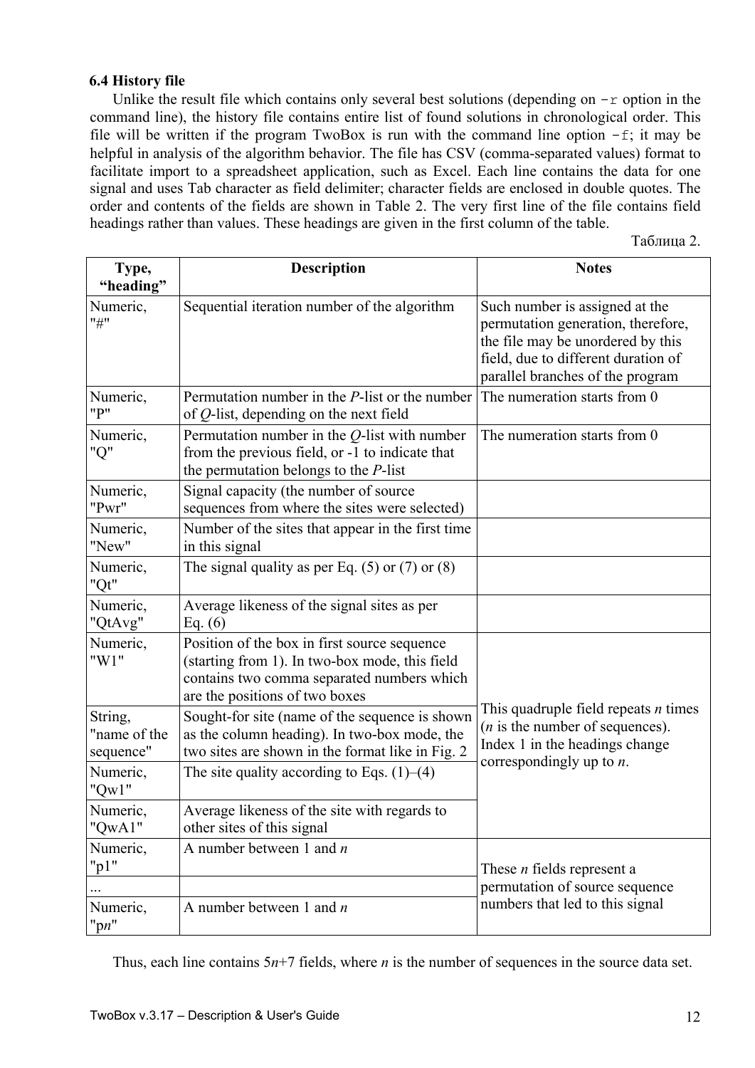### 6.4 History file

Unlike the result file which contains only several best solutions (depending on `-r` option in the command line), the history file contains entire list of found solutions in chronological order. This file will be written if the program TwoBox is run with the command line option `-f`; it may be helpful in analysis of the algorithm behavior. The file has CSV (comma-separated values) format to facilitate import to a spreadsheet application, such as Excel. Each line contains the data for one signal and uses Tab character as field delimiter; character fields are enclosed in double quotes. The order and contents of the fields are shown in Table 2. The very first line of the file contains field headings rather than values. These headings are given in the first column of the table.

Таблица 2.

| Type, "heading" | Description | Notes |
|---|---|---|
| Numeric, "#" | Sequential iteration number of the algorithm | Such number is assigned at the permutation generation, therefore, the file may be unordered by this field, due to different duration of parallel branches of the program |
| Numeric, "P" | Permutation number in the *P*-list or the number of *Q*-list, depending on the next field | The numeration starts from 0 |
| Numeric, "Q" | Permutation number in the *Q*-list with number from the previous field, or -1 to indicate that the permutation belongs to the *P*-list | The numeration starts from 0 |
| Numeric, "Pwr" | Signal capacity (the number of source sequences from where the sites were selected) | |
| Numeric, "New" | Number of the sites that appear in the first time in this signal | |
| Numeric, "Qt" | The signal quality as per Eq. (5) or (7) or (8) | |
| Numeric, "QtAvg" | Average likeness of the signal sites as per Eq. (6) | |
| Numeric, "W1" | Position of the box in first source sequence (starting from 1). In two-box mode, this field contains two comma separated numbers which are the positions of two boxes | This quadruple field repeats *n* times (*n* is the number of sequences). Index 1 in the headings change correspondingly up to *n*. |
| String, "name of the sequence" | Sought-for site (name of the sequence is shown as the column heading). In two-box mode, the two sites are shown in the format like in Fig. 2 | |
| Numeric, "Qw1" | The site quality according to Eqs. (1)–(4) | |
| Numeric, "QwA1" | Average likeness of the site with regards to other sites of this signal | |
| Numeric, "p1" | A number between 1 and *n* | These *n* fields represent a permutation of source sequence numbers that led to this signal |
| ... | | |
| Numeric, "p*n*" | A number between 1 and *n* | |

Thus, each line contains 5*n*+7 fields, where *n* is the number of sequences in the source data set.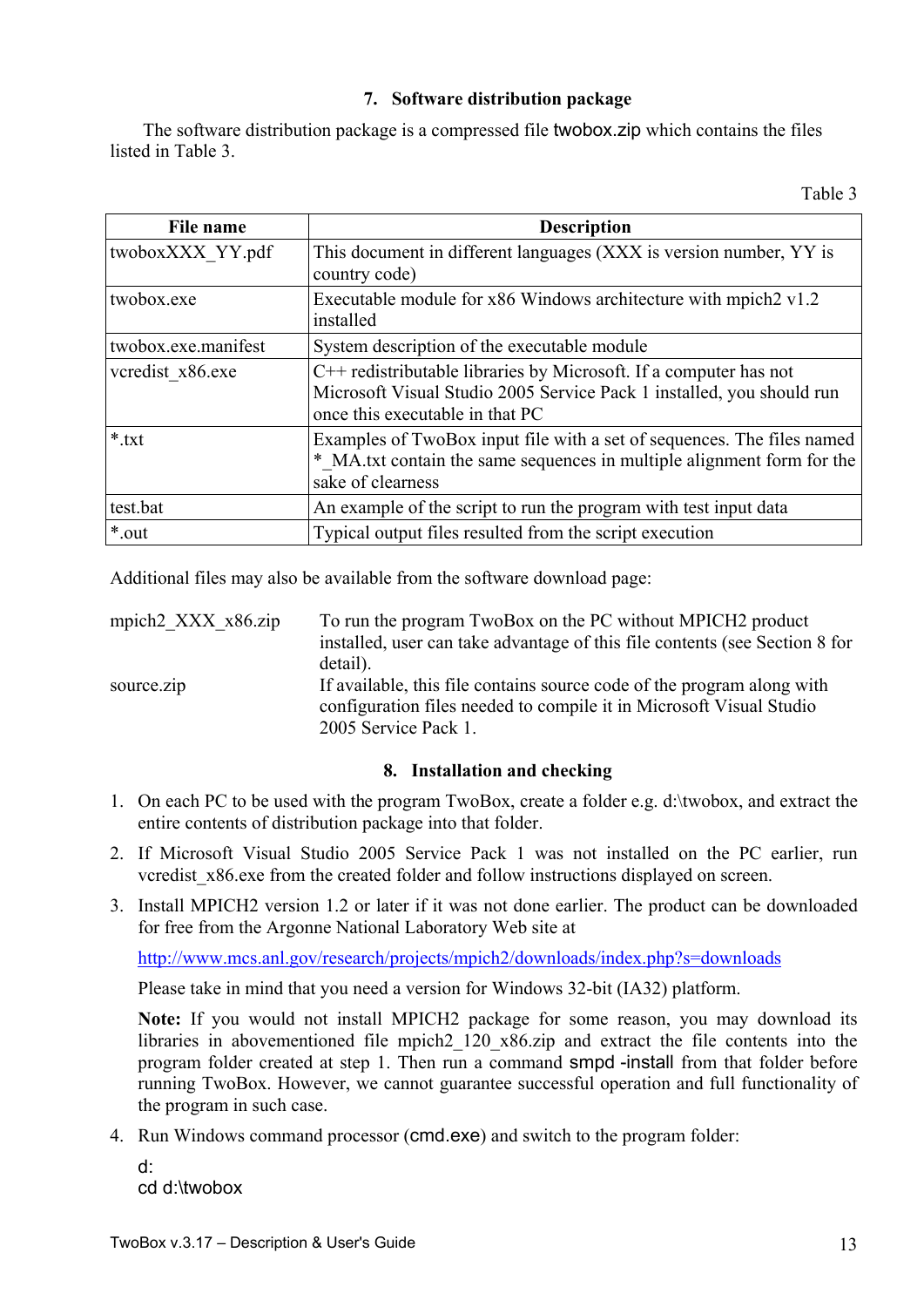## 7. Software distribution package

The software distribution package is a compressed file twobox.zip which contains the files listed in Table 3.

Table 3

| File name | Description |
|---|---|
| twoboxXXX_YY.pdf | This document in different languages (XXX is version number, YY is country code) |
| twobox.exe | Executable module for x86 Windows architecture with mpich2 v1.2 installed |
| twobox.exe.manifest | System description of the executable module |
| vcredist_x86.exe | C++ redistributable libraries by Microsoft. If a computer has not Microsoft Visual Studio 2005 Service Pack 1 installed, you should run once this executable in that PC |
| *.txt | Examples of TwoBox input file with a set of sequences. The files named *_MA.txt contain the same sequences in multiple alignment form for the sake of clearness |
| test.bat | An example of the script to run the program with test input data |
| *.out | Typical output files resulted from the script execution |

Additional files may also be available from the software download page:

mpich2_XXX_x86.zip — To run the program TwoBox on the PC without MPICH2 product installed, user can take advantage of this file contents (see Section 8 for detail).

source.zip — If available, this file contains source code of the program along with configuration files needed to compile it in Microsoft Visual Studio 2005 Service Pack 1.

## 8. Installation and checking

1. On each PC to be used with the program TwoBox, create a folder e.g. d:\twobox, and extract the entire contents of distribution package into that folder.
2. If Microsoft Visual Studio 2005 Service Pack 1 was not installed on the PC earlier, run vcredist_x86.exe from the created folder and follow instructions displayed on screen.
3. Install MPICH2 version 1.2 or later if it was not done earlier. The product can be downloaded for free from the Argonne National Laboratory Web site at

   http://www.mcs.anl.gov/research/projects/mpich2/downloads/index.php?s=downloads

   Please take in mind that you need a version for Windows 32-bit (IA32) platform.

   **Note:** If you would not install MPICH2 package for some reason, you may download its libraries in abovementioned file mpich2_120_x86.zip and extract the file contents into the program folder created at step 1. Then run a command smpd -install from that folder before running TwoBox. However, we cannot guarantee successful operation and full functionality of the program in such case.
4. Run Windows command processor (cmd.exe) and switch to the program folder:

```
d:
cd d:\twobox
```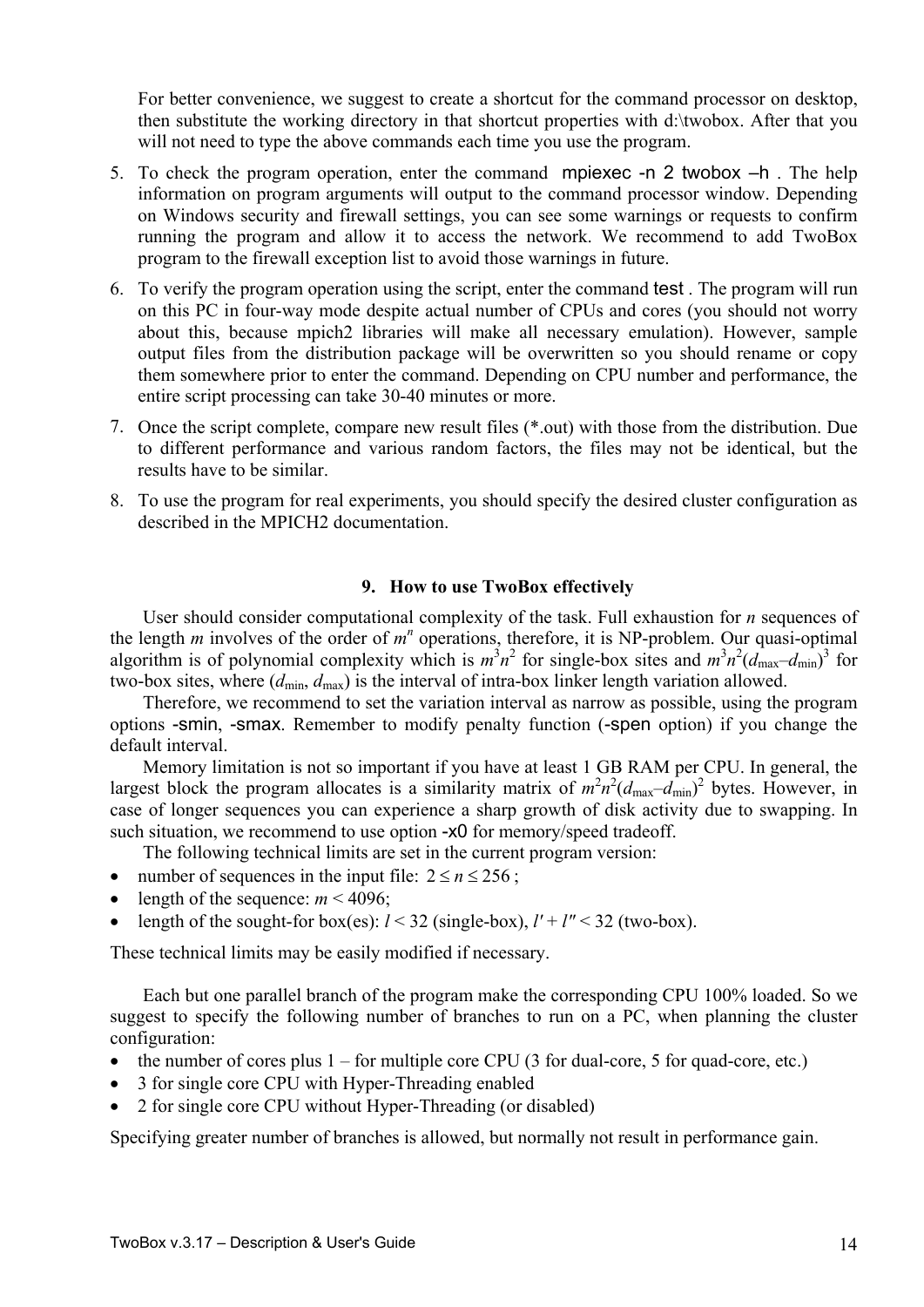For better convenience, we suggest to create a shortcut for the command processor on desktop, then substitute the working directory in that shortcut properties with d:\twobox. After that you will not need to type the above commands each time you use the program.

5. To check the program operation, enter the command `mpiexec -n 2 twobox –h` . The help information on program arguments will output to the command processor window. Depending on Windows security and firewall settings, you can see some warnings or requests to confirm running the program and allow it to access the network. We recommend to add TwoBox program to the firewall exception list to avoid those warnings in future.
6. To verify the program operation using the script, enter the command `test` . The program will run on this PC in four-way mode despite actual number of CPUs and cores (you should not worry about this, because mpich2 libraries will make all necessary emulation). However, sample output files from the distribution package will be overwritten so you should rename or copy them somewhere prior to enter the command. Depending on CPU number and performance, the entire script processing can take 30-40 minutes or more.
7. Once the script complete, compare new result files (*.out) with those from the distribution. Due to different performance and various random factors, the files may not be identical, but the results have to be similar.
8. To use the program for real experiments, you should specify the desired cluster configuration as described in the MPICH2 documentation.

## 9. How to use TwoBox effectively

User should consider computational complexity of the task. Full exhaustion for $n$ sequences of the length $m$ involves of the order of $m^n$ operations, therefore, it is NP-problem. Our quasi-optimal algorithm is of polynomial complexity which is $m^3n^2$ for single-box sites and $m^3n^2(d_{max}–d_{min})^3$ for two-box sites, where $(d_{min}, d_{max})$ is the interval of intra-box linker length variation allowed.

Therefore, we recommend to set the variation interval as narrow as possible, using the program options `-smin`, `-smax`. Remember to modify penalty function (`-spen` option) if you change the default interval.

Memory limitation is not so important if you have at least 1 GB RAM per CPU. In general, the largest block the program allocates is a similarity matrix of $m^2n^2(d_{max}–d_{min})^2$ bytes. However, in case of longer sequences you can experience a sharp growth of disk activity due to swapping. In such situation, we recommend to use option `-x0` for memory/speed tradeoff.

The following technical limits are set in the current program version:

- number of sequences in the input file: $2 \le n \le 256$ ;
- length of the sequence: $m < 4096$;
- length of the sought-for box(es): $l < 32$ (single-box), $l' + l'' < 32$ (two-box).

These technical limits may be easily modified if necessary.

Each but one parallel branch of the program make the corresponding CPU 100% loaded. So we suggest to specify the following number of branches to run on a PC, when planning the cluster configuration:

- the number of cores plus 1 – for multiple core CPU (3 for dual-core, 5 for quad-core, etc.)
- 3 for single core CPU with Hyper-Threading enabled
- 2 for single core CPU without Hyper-Threading (or disabled)

Specifying greater number of branches is allowed, but normally not result in performance gain.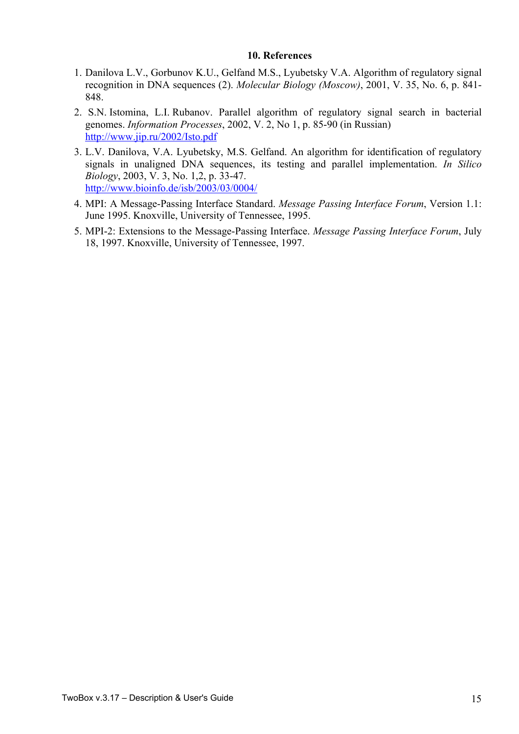## 10. References

1. Danilova L.V., Gorbunov K.U., Gelfand M.S., Lyubetsky V.A. Algorithm of regulatory signal recognition in DNA sequences (2). *Molecular Biology (Moscow)*, 2001, V. 35, No. 6, p. 841-848.
2. S.N. Istomina, L.I. Rubanov. Parallel algorithm of regulatory signal search in bacterial genomes. *Information Processes*, 2002, V. 2, No 1, p. 85-90 (in Russian) http://www.jip.ru/2002/Isto.pdf
3. L.V. Danilova, V.A. Lyubetsky, M.S. Gelfand. An algorithm for identification of regulatory signals in unaligned DNA sequences, its testing and parallel implementation. *In Silico Biology*, 2003, V. 3, No. 1,2, p. 33-47. http://www.bioinfo.de/isb/2003/03/0004/
4. MPI: A Message-Passing Interface Standard. *Message Passing Interface Forum*, Version 1.1: June 1995. Knoxville, University of Tennessee, 1995.
5. MPI-2: Extensions to the Message-Passing Interface. *Message Passing Interface Forum*, July 18, 1997. Knoxville, University of Tennessee, 1997.